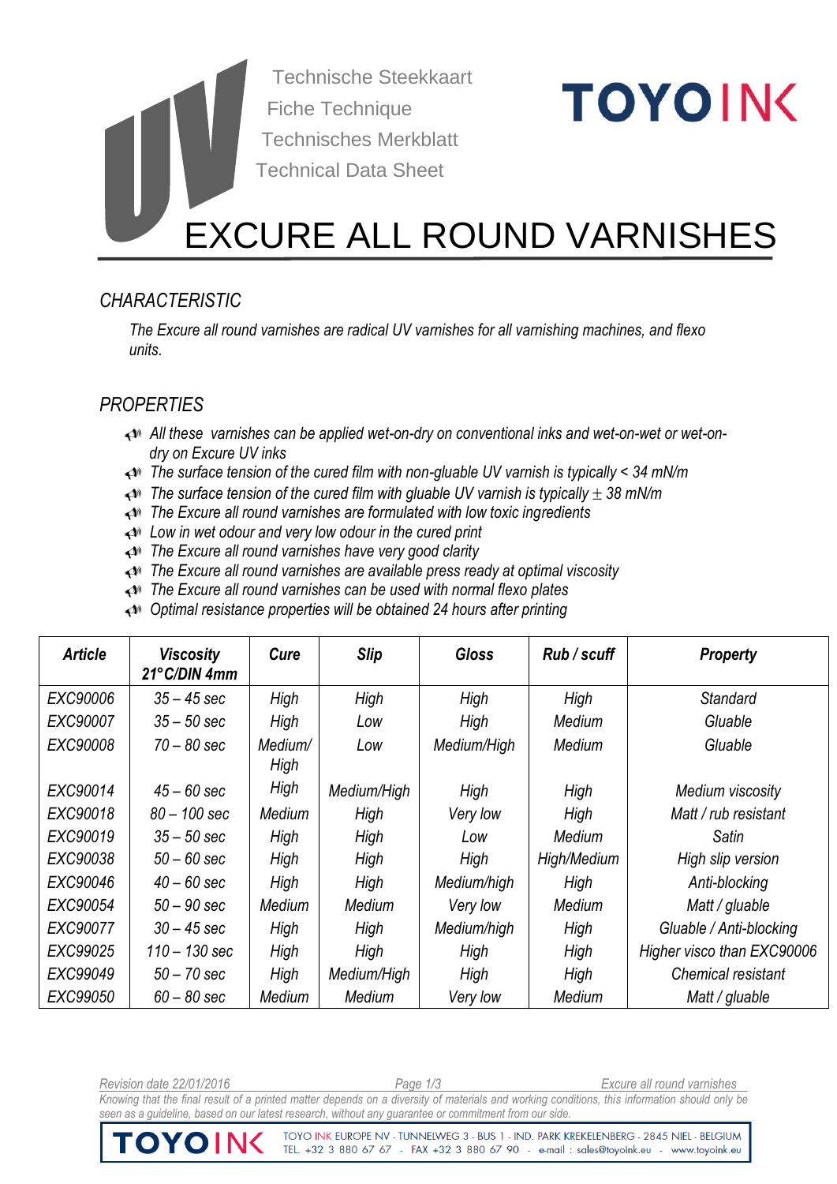Technische Steekkaart
Fiche Technique
Technisches Merkblatt
Technical Data Sheet

TOYO INK

# EXCURE ALL ROUND VARNISHES

## CHARACTERISTIC

*The Excure all round varnishes are radical UV varnishes for all varnishing machines, and flexo units.*

## PROPERTIES

- *All these varnishes can be applied wet-on-dry on conventional inks and wet-on-wet or wet-on-dry on Excure UV inks*
- *The surface tension of the cured film with non-gluable UV varnish is typically < 34 mN/m*
- *The surface tension of the cured film with gluable UV varnish is typically ± 38 mN/m*
- *The Excure all round varnishes are formulated with low toxic ingredients*
- *Low in wet odour and very low odour in the cured print*
- *The Excure all round varnishes have very good clarity*
- *The Excure all round varnishes are available press ready at optimal viscosity*
- *The Excure all round varnishes can be used with normal flexo plates*
- *Optimal resistance properties will be obtained 24 hours after printing*

| Article | Viscosity 21°C/DIN 4mm | Cure | Slip | Gloss | Rub / scuff | Property |
|---|---|---|---|---|---|---|
| EXC90006 | 35 – 45 sec | High | High | High | High | Standard |
| EXC90007 | 35 – 50 sec | High | Low | High | Medium | Gluable |
| EXC90008 | 70 – 80 sec | Medium/ High | Low | Medium/High | Medium | Gluable |
| EXC90014 | 45 – 60 sec | High | Medium/High | High | High | Medium viscosity |
| EXC90018 | 80 – 100 sec | Medium | High | Very low | High | Matt / rub resistant |
| EXC90019 | 35 – 50 sec | High | High | Low | Medium | Satin |
| EXC90038 | 50 – 60 sec | High | High | High | High/Medium | High slip version |
| EXC90046 | 40 – 60 sec | High | High | Medium/high | High | Anti-blocking |
| EXC90054 | 50 – 90 sec | Medium | Medium | Very low | Medium | Matt / gluable |
| EXC90077 | 30 – 45 sec | High | High | Medium/high | High | Gluable / Anti-blocking |
| EXC99025 | 110 – 130 sec | High | High | High | High | Higher visco than EXC90006 |
| EXC99049 | 50 – 70 sec | High | Medium/High | High | High | Chemical resistant |
| EXC99050 | 60 – 80 sec | Medium | Medium | Very low | Medium | Matt / gluable |

*Revision date 22/01/2016*

*Knowing that the final result of a printed matter depends on a diversity of materials and working conditions, this information should only be seen as a guideline, based on our latest research, without any guarantee or commitment from our side.*

TOYO INK EUROPE NV - TUNNELWEG 3 - BUS 1 - IND. PARK KREKELENBERG - 2845 NIEL - BELGIUM
TEL. +32 3 880 67 67 - FAX +32 3 880 67 90 - e-mail : sales@toyoink.eu - www.toyoink.eu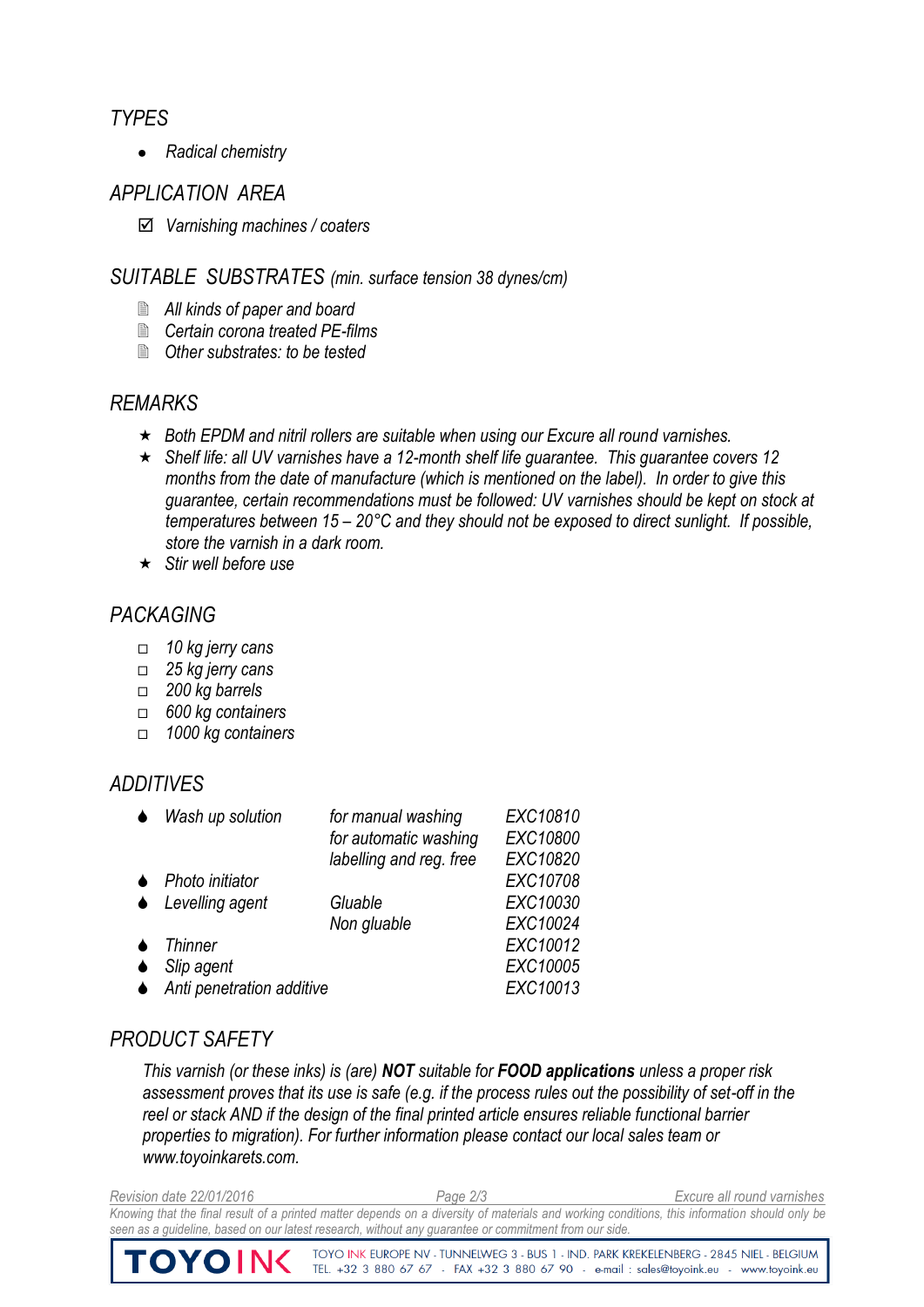## *TYPES*

- *Radical chemistry*

## *APPLICATION AREA*

- ☑ *Varnishing machines / coaters*

## *SUITABLE SUBSTRATES* *(min. surface tension 38 dynes/cm)*

- *All kinds of paper and board*
- *Certain corona treated PE-films*
- *Other substrates: to be tested*

## *REMARKS*

- ★ *Both EPDM and nitril rollers are suitable when using our Excure all round varnishes.*
- ★ *Shelf life: all UV varnishes have a 12-month shelf life guarantee. This guarantee covers 12 months from the date of manufacture (which is mentioned on the label). In order to give this guarantee, certain recommendations must be followed: UV varnishes should be kept on stock at temperatures between 15 – 20°C and they should not be exposed to direct sunlight. If possible, store the varnish in a dark room.*
- ★ *Stir well before use*

## *PACKAGING*

- □ *10 kg jerry cans*
- □ *25 kg jerry cans*
- □ *200 kg barrels*
- □ *600 kg containers*
- □ *1000 kg containers*

## *ADDITIVES*

| | | |
|---|---|---|
| *Wash up solution* | *for manual washing* | *EXC10810* |
| | *for automatic washing* | *EXC10800* |
| | *labelling and reg. free* | *EXC10820* |
| *Photo initiator* | | *EXC10708* |
| *Levelling agent* | *Gluable* | *EXC10030* |
| | *Non gluable* | *EXC10024* |
| *Thinner* | | *EXC10012* |
| *Slip agent* | | *EXC10005* |
| *Anti penetration additive* | | *EXC10013* |

## *PRODUCT SAFETY*

*This varnish (or these inks) is (are)* ***NOT*** *suitable for* ***FOOD applications*** *unless a proper risk assessment proves that its use is safe (e.g. if the process rules out the possibility of set-off in the reel or stack AND if the design of the final printed article ensures reliable functional barrier properties to migration). For further information please contact our local sales team or www.toyoinkarets.com.*

*Revision date 22/01/2016* *Excure all round varnishes*

*Knowing that the final result of a printed matter depends on a diversity of materials and working conditions, this information should only be seen as a guideline, based on our latest research, without any guarantee or commitment from our side.*

TOYO INK EUROPE NV - TUNNELWEG 3 - BUS 1 - IND. PARK KREKELENBERG - 2845 NIEL - BELGIUM
TEL. +32 3 880 67 67 - FAX +32 3 880 67 90 - e-mail : sales@toyoink.eu - www.toyoink.eu